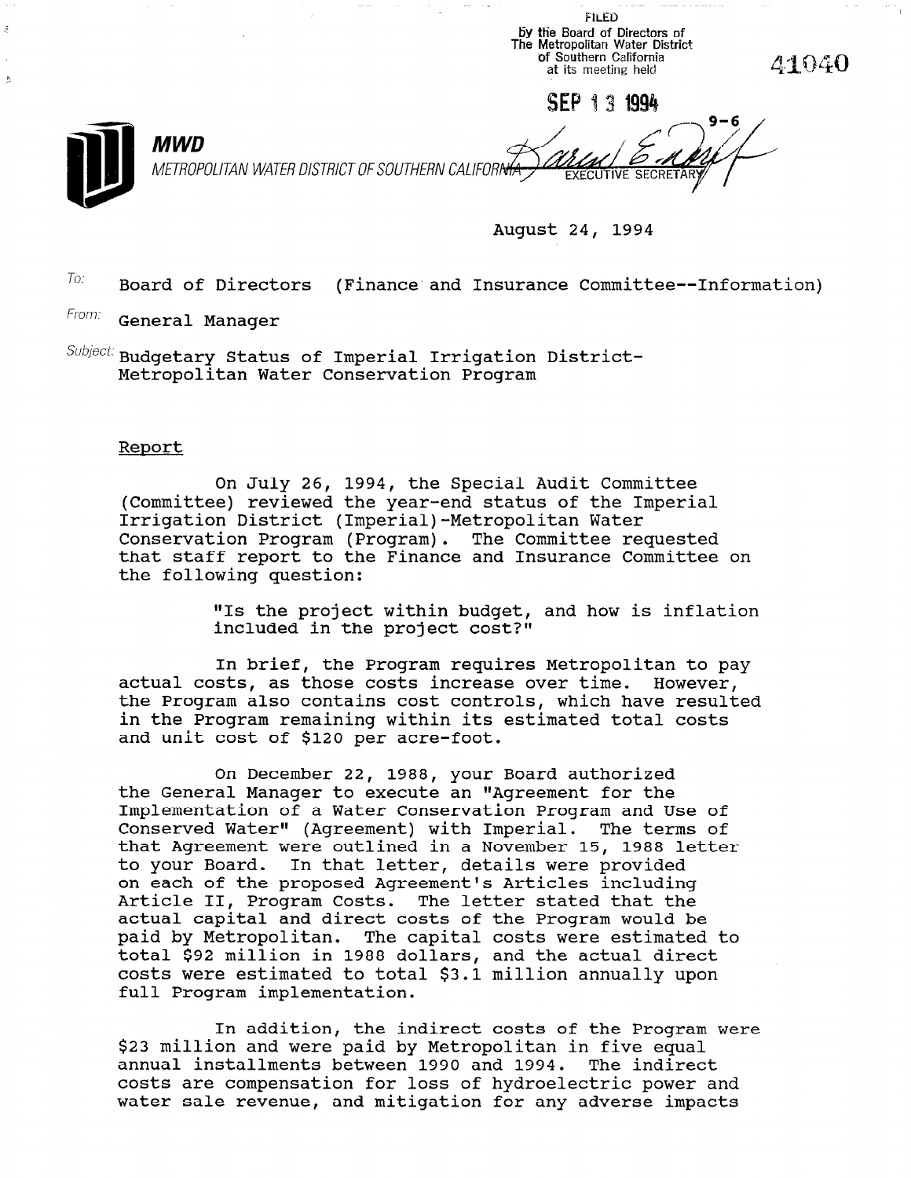FILED
by the Board of Directors of
The Metropolitan Water District
of Southern California
at its meeting held

SEP 13 1994

EXECUTIVE SECRETARY

41040

9-6

**MWD**

*METROPOLITAN WATER DISTRICT OF SOUTHERN CALIFORNIA*

August 24, 1994

To: Board of Directors (Finance and Insurance Committee--Information)

From: General Manager

Subject: Budgetary Status of Imperial Irrigation District-Metropolitan Water Conservation Program

Report

On July 26, 1994, the Special Audit Committee (Committee) reviewed the year-end status of the Imperial Irrigation District (Imperial)-Metropolitan Water Conservation Program (Program). The Committee requested that staff report to the Finance and Insurance Committee on the following question:

> "Is the project within budget, and how is inflation included in the project cost?"

In brief, the Program requires Metropolitan to pay actual costs, as those costs increase over time. However, the Program also contains cost controls, which have resulted in the Program remaining within its estimated total costs and unit cost of $120 per acre-foot.

On December 22, 1988, your Board authorized the General Manager to execute an "Agreement for the Implementation of a Water Conservation Program and Use of Conserved Water" (Agreement) with Imperial. The terms of that Agreement were outlined in a November 15, 1988 letter to your Board. In that letter, details were provided on each of the proposed Agreement's Articles including Article II, Program Costs. The letter stated that the actual capital and direct costs of the Program would be paid by Metropolitan. The capital costs were estimated to total $92 million in 1988 dollars, and the actual direct costs were estimated to total $3.1 million annually upon full Program implementation.

In addition, the indirect costs of the Program were $23 million and were paid by Metropolitan in five equal annual installments between 1990 and 1994. The indirect costs are compensation for loss of hydroelectric power and water sale revenue, and mitigation for any adverse impacts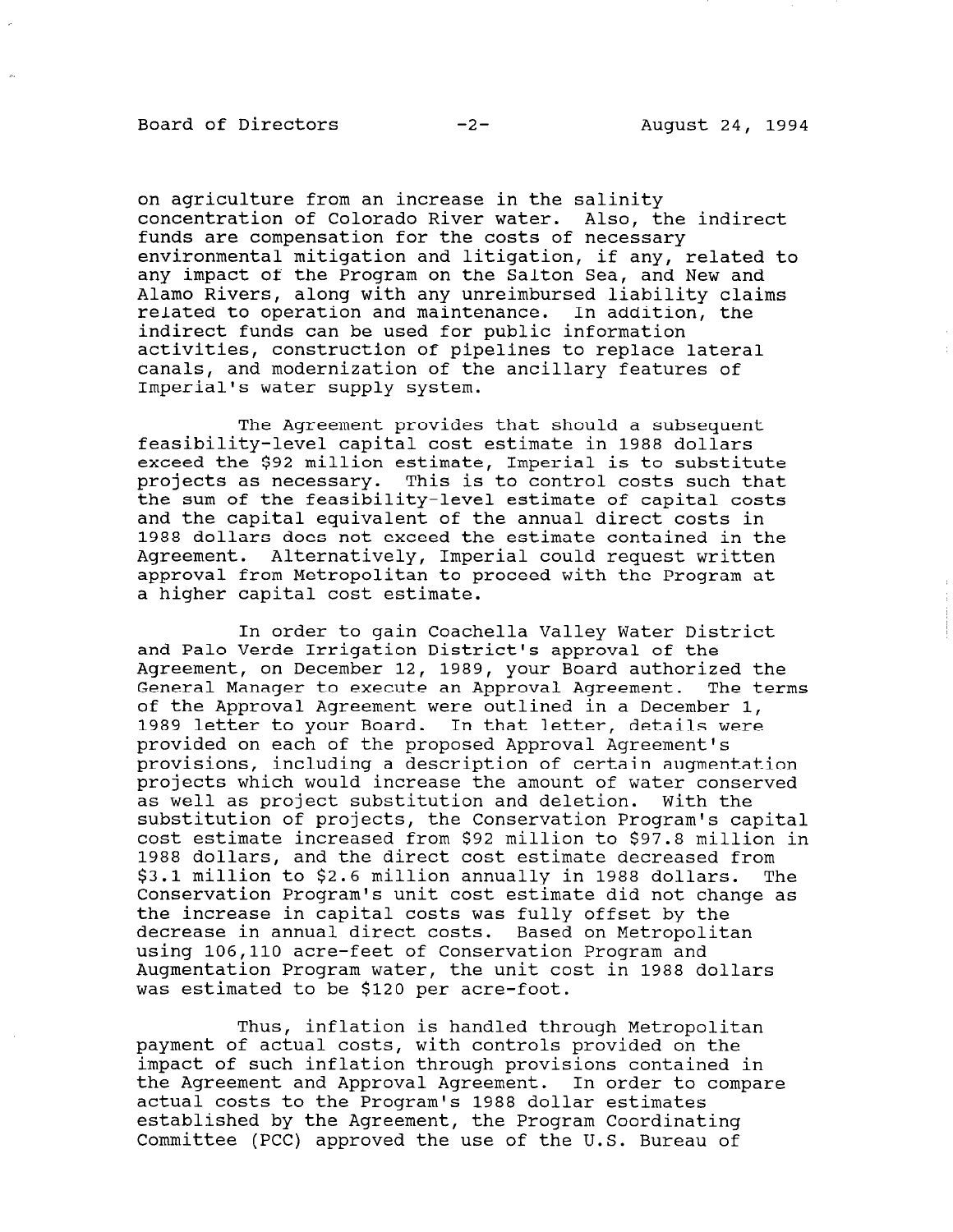on agriculture from an increase in the salinity concentration of Colorado River water. Also, the indirect funds are compensation for the costs of necessary environmental mitigation and litigation, if any, related to any impact of the Program on the Salton Sea, and New and Alamo Rivers, along with any unreimbursed liability claims related to operation and maintenance. In addition, the indirect funds can be used for public information activities, construction of pipelines to replace lateral canals, and modernization of the ancillary features of Imperial's water supply system.

The Agreement provides that should a subsequent feasibility-level capital cost estimate in 1988 dollars exceed the $92 million estimate, Imperial is to substitute projects as necessary. This is to control costs such that the sum of the feasibility-level estimate of capital costs and the capital equivalent of the annual direct costs in 1988 dollars does not exceed the estimate contained in the Agreement. Alternatively, Imperial could request written approval from Metropolitan to proceed with the Program at a higher capital cost estimate.

In order to gain Coachella Valley Water District and Palo Verde Irrigation District's approval of the Agreement, on December 12, 1989, your Board authorized the General Manager to execute an Approval Agreement. The terms of the Approval Agreement were outlined in a December 1, 1989 letter to your Board. In that letter, details were provided on each of the proposed Approval Agreement's provisions, including a description of certain augmentation projects which would increase the amount of water conserved as well as project substitution and deletion. With the substitution of projects, the Conservation Program's capital cost estimate increased from $92 million to $97.8 million in 1988 dollars, and the direct cost estimate decreased from $3.1 million to $2.6 million annually in 1988 dollars. The Conservation Program's unit cost estimate did not change as the increase in capital costs was fully offset by the decrease in annual direct costs. Based on Metropolitan using 106,110 acre-feet of Conservation Program and Augmentation Program water, the unit cost in 1988 dollars was estimated to be $120 per acre-foot.

Thus, inflation is handled through Metropolitan payment of actual costs, with controls provided on the impact of such inflation through provisions contained in the Agreement and Approval Agreement. In order to compare actual costs to the Program's 1988 dollar estimates established by the Agreement, the Program Coordinating Committee (PCC) approved the use of the U.S. Bureau of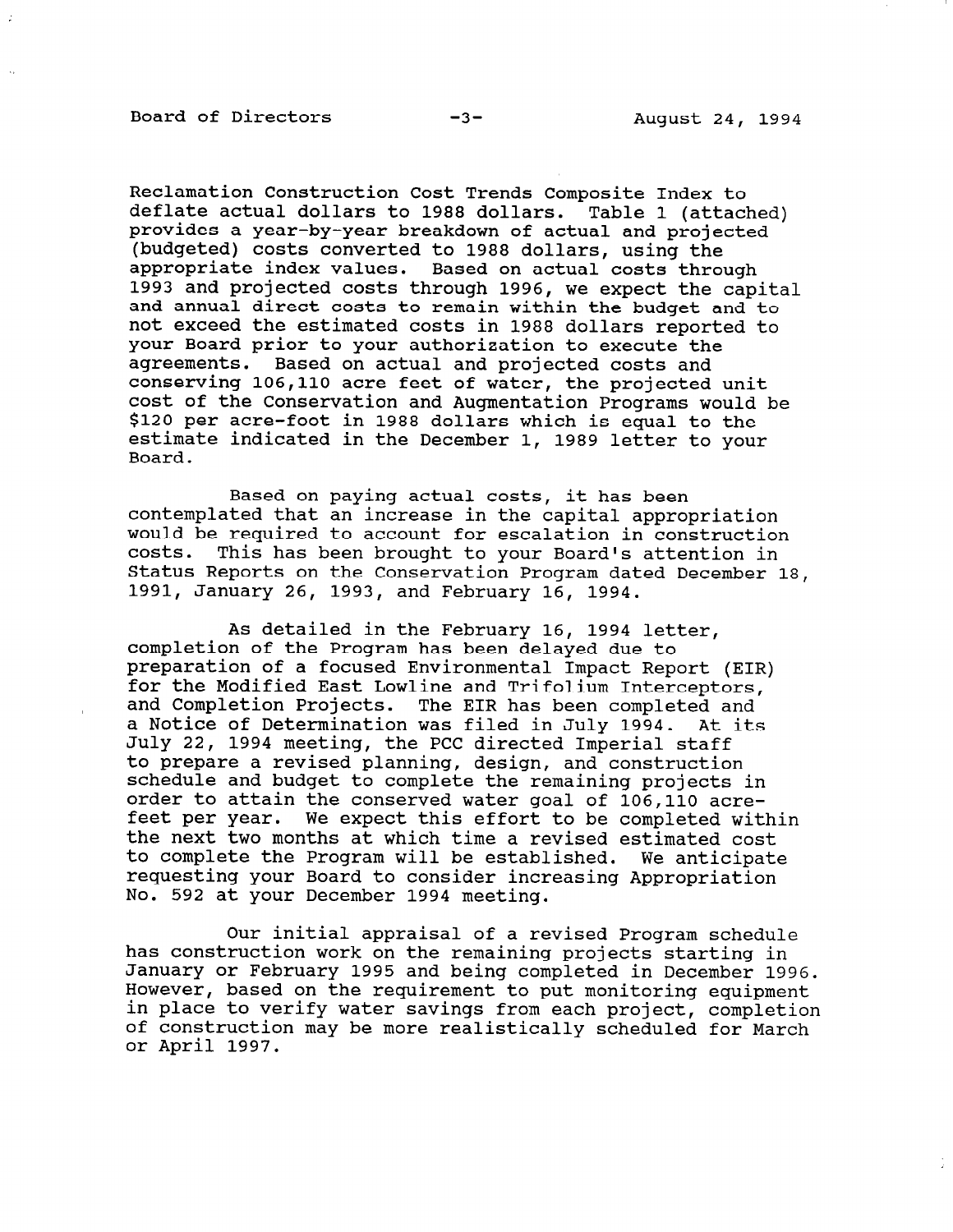Reclamation Construction Cost Trends Composite Index to deflate actual dollars to 1988 dollars. Table 1 (attached) provides a year-by-year breakdown of actual and projected (budgeted) costs converted to 1988 dollars, using the appropriate index values. Based on actual costs through 1993 and projected costs through 1996, we expect the capital and annual direct costs to remain within the budget and to not exceed the estimated costs in 1988 dollars reported to your Board prior to your authorization to execute the agreements. Based on actual and projected costs and conserving 106,110 acre feet of water, the projected unit cost of the Conservation and Augmentation Programs would be $120 per acre-foot in 1988 dollars which is equal to the estimate indicated in the December 1, 1989 letter to your Board.

Based on paying actual costs, it has been contemplated that an increase in the capital appropriation would be required to account for escalation in construction costs. This has been brought to your Board's attention in Status Reports on the Conservation Program dated December 18, 1991, January 26, 1993, and February 16, 1994.

As detailed in the February 16, 1994 letter, completion of the Program has been delayed due to preparation of a focused Environmental Impact Report (EIR) for the Modified East Lowline and Trifolium Interceptors, and Completion Projects. The EIR has been completed and a Notice of Determination was filed in July 1994. At its July 22, 1994 meeting, the PCC directed Imperial staff to prepare a revised planning, design, and construction schedule and budget to complete the remaining projects in order to attain the conserved water goal of 106,110 acre-feet per year. We expect this effort to be completed within the next two months at which time a revised estimated cost to complete the Program will be established. We anticipate requesting your Board to consider increasing Appropriation No. 592 at your December 1994 meeting.

Our initial appraisal of a revised Program schedule has construction work on the remaining projects starting in January or February 1995 and being completed in December 1996. However, based on the requirement to put monitoring equipment in place to verify water savings from each project, completion of construction may be more realistically scheduled for March or April 1997.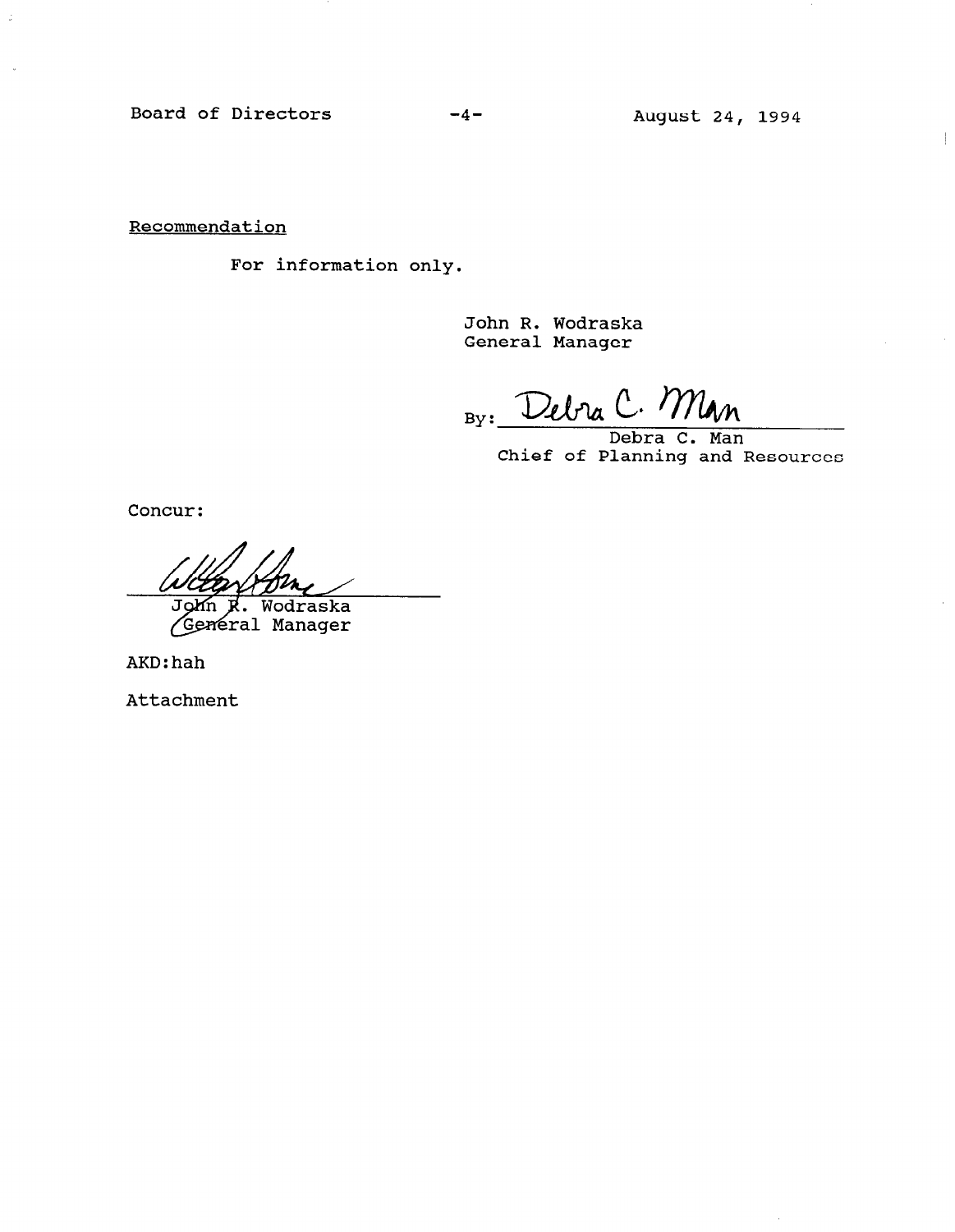Recommendation

For information only.

John R. Wodraska
General Manager

By: Debra C. Man
Debra C. Man
Chief of Planning and Resources

Concur:

John R. Wodraska
General Manager

AKD:hah

Attachment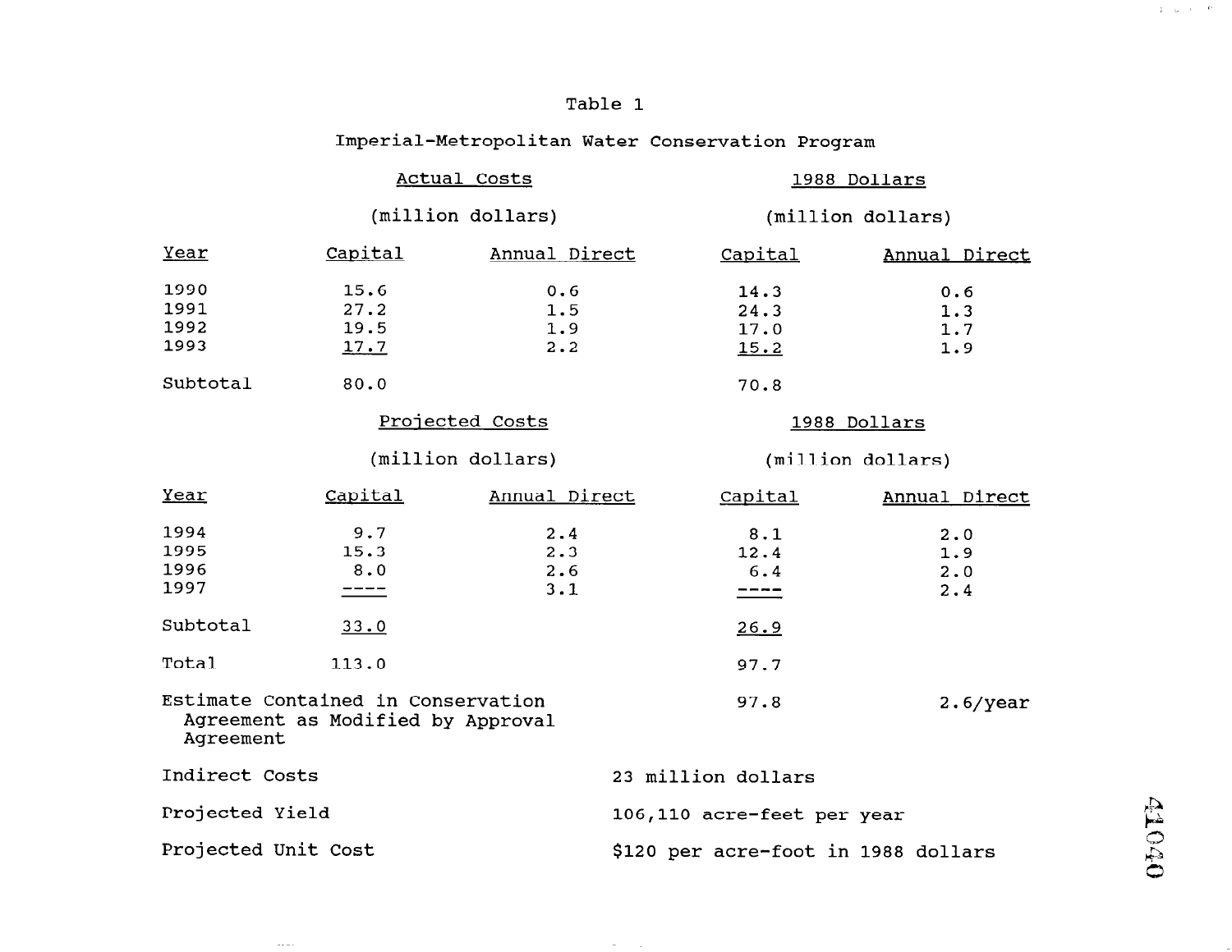Table 1

Imperial-Metropolitan Water Conservation Program

| | Actual Costs (million dollars) | | 1988 Dollars (million dollars) | |
|---|---|---|---|---|
| Year | Capital | Annual Direct | Capital | Annual Direct |
| 1990 | 15.6 | 0.6 | 14.3 | 0.6 |
| 1991 | 27.2 | 1.5 | 24.3 | 1.3 |
| 1992 | 19.5 | 1.9 | 17.0 | 1.7 |
| 1993 | 17.7 | 2.2 | 15.2 | 1.9 |
| Subtotal | 80.0 | | 70.8 | |
| | **Projected Costs (million dollars)** | | **1988 Dollars (million dollars)** | |
| Year | Capital | Annual Direct | Capital | Annual Direct |
| 1994 | 9.7 | 2.4 | 8.1 | 2.0 |
| 1995 | 15.3 | 2.3 | 12.4 | 1.9 |
| 1996 | 8.0 | 2.6 | 6.4 | 2.0 |
| 1997 | ---- | 3.1 | ---- | 2.4 |
| Subtotal | 33.0 | | 26.9 | |
| Total | 113.0 | | 97.7 | |
| Estimate Contained in Conservation Agreement as Modified by Approval Agreement | | | 97.8 | 2.6/year |

Indirect Costs: 23 million dollars

Projected Yield: 106,110 acre-feet per year

Projected Unit Cost: $120 per acre-foot in 1988 dollars